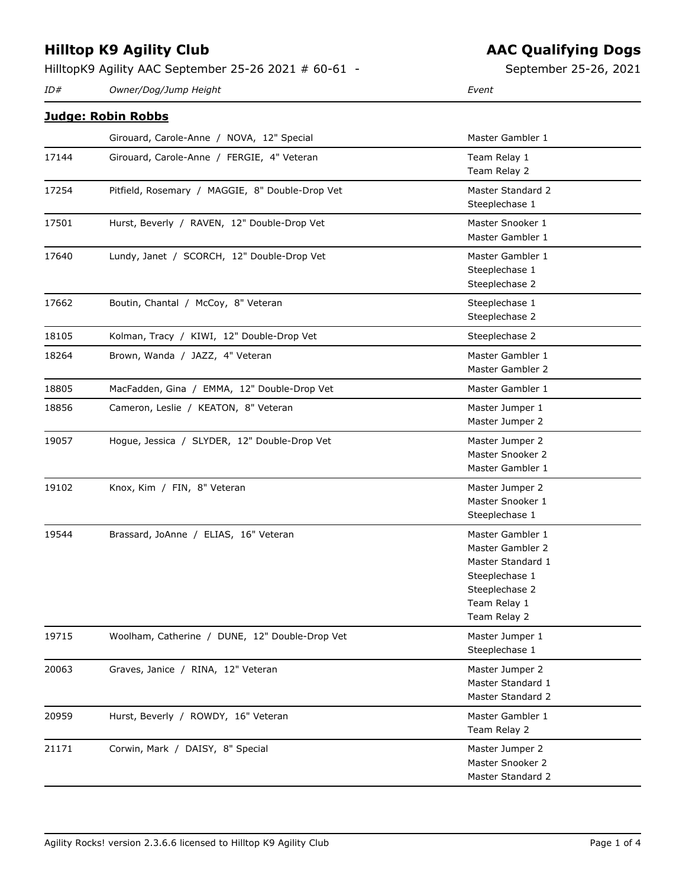# Hilltop K9 Agility Club

## AAC Qualifying Dogs

HilltopK9 Agility AAC September 25-26 2021 # 60-61 -

September 25-26, 2021

**Judge: Robin Robbs**

| ID# | Owner/Dog/Jump Height | Event |
|---|---|---|
| | Girouard, Carole-Anne / NOVA, 12" Special | Master Gambler 1 |
| 17144 | Girouard, Carole-Anne / FERGIE, 4" Veteran | Team Relay 1<br>Team Relay 2 |
| 17254 | Pitfield, Rosemary / MAGGIE, 8" Double-Drop Vet | Master Standard 2<br>Steeplechase 1 |
| 17501 | Hurst, Beverly / RAVEN, 12" Double-Drop Vet | Master Snooker 1<br>Master Gambler 1 |
| 17640 | Lundy, Janet / SCORCH, 12" Double-Drop Vet | Master Gambler 1<br>Steeplechase 1<br>Steeplechase 2 |
| 17662 | Boutin, Chantal / McCoy, 8" Veteran | Steeplechase 1<br>Steeplechase 2 |
| 18105 | Kolman, Tracy / KIWI, 12" Double-Drop Vet | Steeplechase 2 |
| 18264 | Brown, Wanda / JAZZ, 4" Veteran | Master Gambler 1<br>Master Gambler 2 |
| 18805 | MacFadden, Gina / EMMA, 12" Double-Drop Vet | Master Gambler 1 |
| 18856 | Cameron, Leslie / KEATON, 8" Veteran | Master Jumper 1<br>Master Jumper 2 |
| 19057 | Hogue, Jessica / SLYDER, 12" Double-Drop Vet | Master Jumper 2<br>Master Snooker 2<br>Master Gambler 1 |
| 19102 | Knox, Kim / FIN, 8" Veteran | Master Jumper 2<br>Master Snooker 1<br>Steeplechase 1 |
| 19544 | Brassard, JoAnne / ELIAS, 16" Veteran | Master Gambler 1<br>Master Gambler 2<br>Master Standard 1<br>Steeplechase 1<br>Steeplechase 2<br>Team Relay 1<br>Team Relay 2 |
| 19715 | Woolham, Catherine / DUNE, 12" Double-Drop Vet | Master Jumper 1<br>Steeplechase 1 |
| 20063 | Graves, Janice / RINA, 12" Veteran | Master Jumper 2<br>Master Standard 1<br>Master Standard 2 |
| 20959 | Hurst, Beverly / ROWDY, 16" Veteran | Master Gambler 1<br>Team Relay 2 |
| 21171 | Corwin, Mark / DAISY, 8" Special | Master Jumper 2<br>Master Snooker 2<br>Master Standard 2 |

Agility Rocks! version 2.3.6.6 licensed to Hilltop K9 Agility Club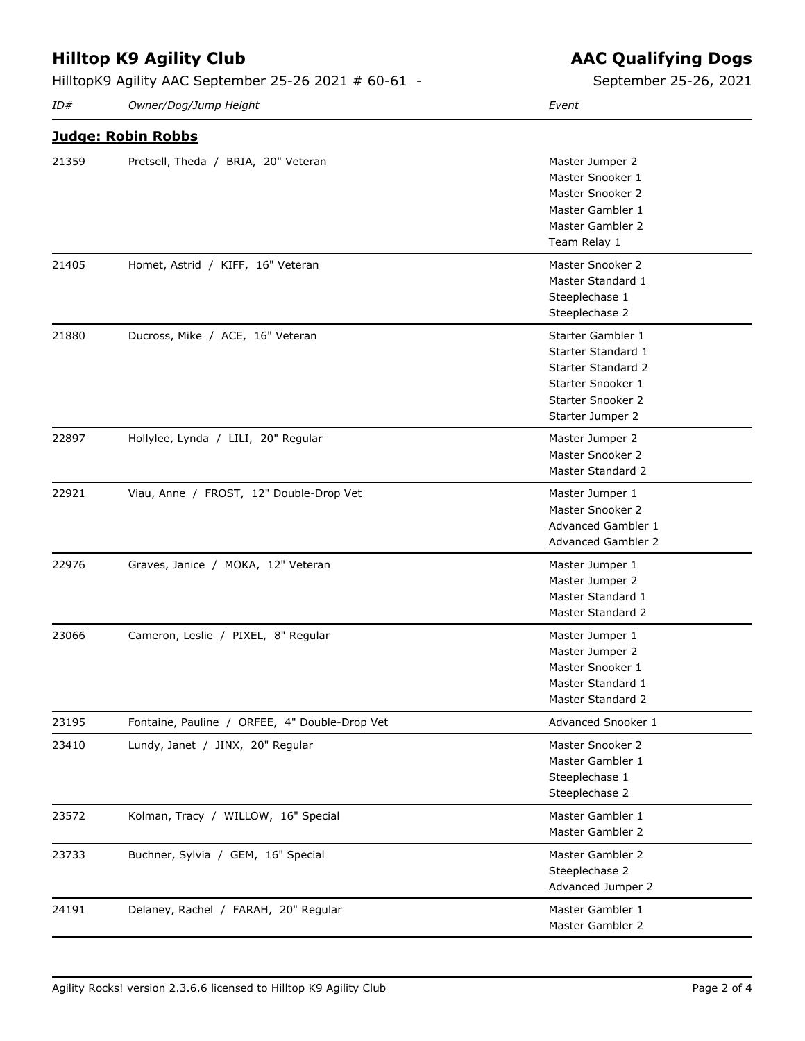# Hilltop K9 Agility Club

## AAC Qualifying Dogs

HilltopK9 Agility AAC September 25-26 2021 # 60-61 -

September 25-26, 2021

### Judge: Robin Robbs

| ID# | Owner/Dog/Jump Height | Event |
|---|---|---|
| 21359 | Pretsell, Theda / BRIA, 20" Veteran | Master Jumper 2<br>Master Snooker 1<br>Master Snooker 2<br>Master Gambler 1<br>Master Gambler 2<br>Team Relay 1 |
| 21405 | Homet, Astrid / KIFF, 16" Veteran | Master Snooker 2<br>Master Standard 1<br>Steeplechase 1<br>Steeplechase 2 |
| 21880 | Ducross, Mike / ACE, 16" Veteran | Starter Gambler 1<br>Starter Standard 1<br>Starter Standard 2<br>Starter Snooker 1<br>Starter Snooker 2<br>Starter Jumper 2 |
| 22897 | Hollylee, Lynda / LILI, 20" Regular | Master Jumper 2<br>Master Snooker 2<br>Master Standard 2 |
| 22921 | Viau, Anne / FROST, 12" Double-Drop Vet | Master Jumper 1<br>Master Snooker 2<br>Advanced Gambler 1<br>Advanced Gambler 2 |
| 22976 | Graves, Janice / MOKA, 12" Veteran | Master Jumper 1<br>Master Jumper 2<br>Master Standard 1<br>Master Standard 2 |
| 23066 | Cameron, Leslie / PIXEL, 8" Regular | Master Jumper 1<br>Master Jumper 2<br>Master Snooker 1<br>Master Standard 1<br>Master Standard 2 |
| 23195 | Fontaine, Pauline / ORFEE, 4" Double-Drop Vet | Advanced Snooker 1 |
| 23410 | Lundy, Janet / JINX, 20" Regular | Master Snooker 2<br>Master Gambler 1<br>Steeplechase 1<br>Steeplechase 2 |
| 23572 | Kolman, Tracy / WILLOW, 16" Special | Master Gambler 1<br>Master Gambler 2 |
| 23733 | Buchner, Sylvia / GEM, 16" Special | Master Gambler 2<br>Steeplechase 2<br>Advanced Jumper 2 |
| 24191 | Delaney, Rachel / FARAH, 20" Regular | Master Gambler 1<br>Master Gambler 2 |

Agility Rocks! version 2.3.6.6 licensed to Hilltop K9 Agility Club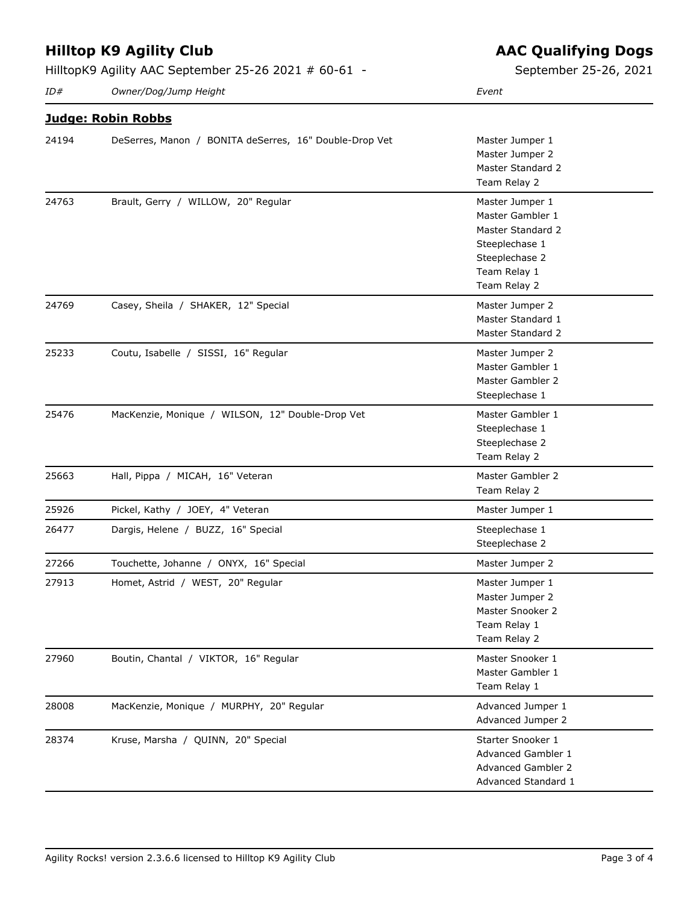# Hilltop K9 Agility Club

## AAC Qualifying Dogs

HilltopK9 Agility AAC September 25-26 2021 # 60-61 -

September 25-26, 2021

### Judge: Robin Robbs

| ID# | Owner/Dog/Jump Height | Event |
|---|---|---|
| 24194 | DeSerres, Manon / BONITA deSerres, 16" Double-Drop Vet | Master Jumper 1<br>Master Jumper 2<br>Master Standard 2<br>Team Relay 2 |
| 24763 | Brault, Gerry / WILLOW, 20" Regular | Master Jumper 1<br>Master Gambler 1<br>Master Standard 2<br>Steeplechase 1<br>Steeplechase 2<br>Team Relay 1<br>Team Relay 2 |
| 24769 | Casey, Sheila / SHAKER, 12" Special | Master Jumper 2<br>Master Standard 1<br>Master Standard 2 |
| 25233 | Coutu, Isabelle / SISSI, 16" Regular | Master Jumper 2<br>Master Gambler 1<br>Master Gambler 2<br>Steeplechase 1 |
| 25476 | MacKenzie, Monique / WILSON, 12" Double-Drop Vet | Master Gambler 1<br>Steeplechase 1<br>Steeplechase 2<br>Team Relay 2 |
| 25663 | Hall, Pippa / MICAH, 16" Veteran | Master Gambler 2<br>Team Relay 2 |
| 25926 | Pickel, Kathy / JOEY, 4" Veteran | Master Jumper 1 |
| 26477 | Dargis, Helene / BUZZ, 16" Special | Steeplechase 1<br>Steeplechase 2 |
| 27266 | Touchette, Johanne / ONYX, 16" Special | Master Jumper 2 |
| 27913 | Homet, Astrid / WEST, 20" Regular | Master Jumper 1<br>Master Jumper 2<br>Master Snooker 2<br>Team Relay 1<br>Team Relay 2 |
| 27960 | Boutin, Chantal / VIKTOR, 16" Regular | Master Snooker 1<br>Master Gambler 1<br>Team Relay 1 |
| 28008 | MacKenzie, Monique / MURPHY, 20" Regular | Advanced Jumper 1<br>Advanced Jumper 2 |
| 28374 | Kruse, Marsha / QUINN, 20" Special | Starter Snooker 1<br>Advanced Gambler 1<br>Advanced Gambler 2<br>Advanced Standard 1 |

Agility Rocks! version 2.3.6.6 licensed to Hilltop K9 Agility Club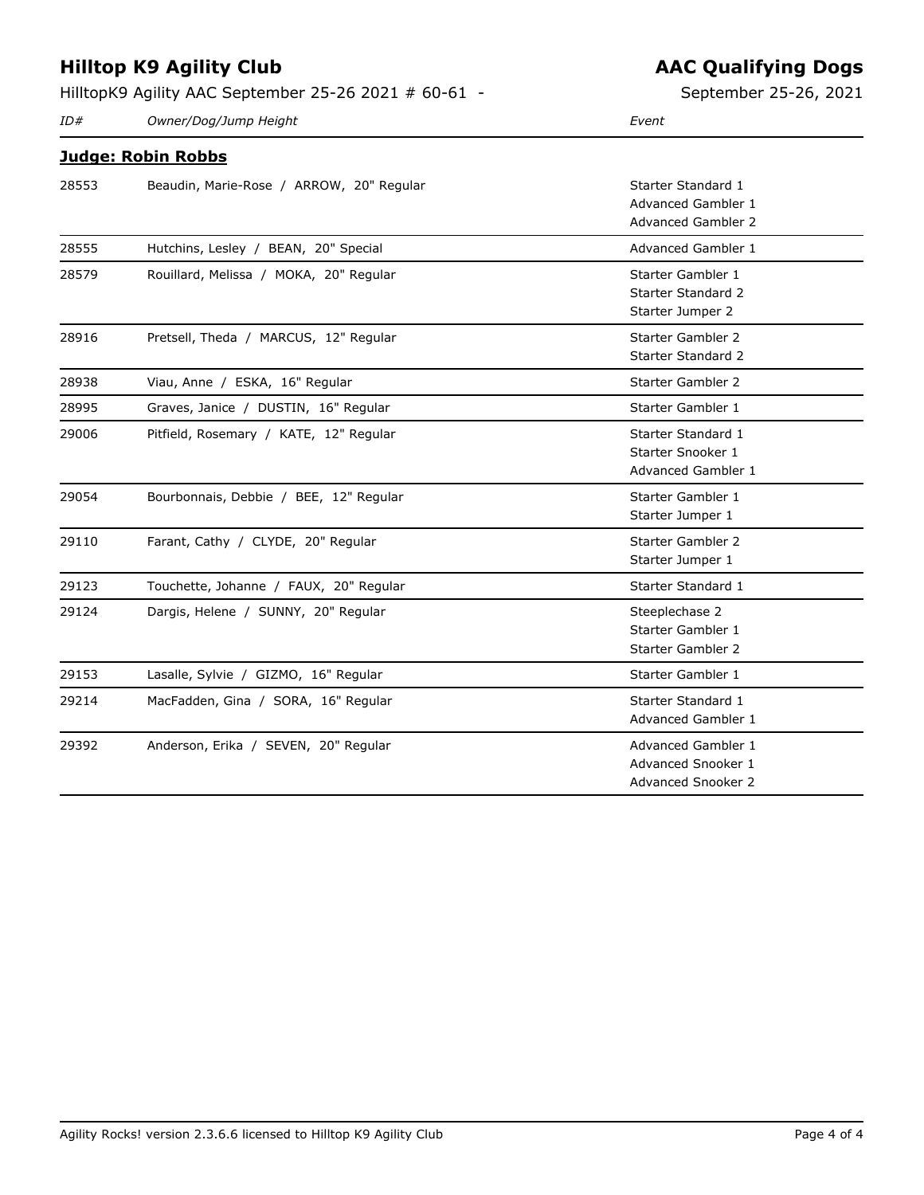# Hilltop K9 Agility Club

## AAC Qualifying Dogs

HilltopK9 Agility AAC September 25-26 2021 # 60-61 -

September 25-26, 2021

### Judge: Robin Robbs

| ID# | Owner/Dog/Jump Height | Event |
|---|---|---|
| 28553 | Beaudin, Marie-Rose / ARROW, 20" Regular | Starter Standard 1<br>Advanced Gambler 1<br>Advanced Gambler 2 |
| 28555 | Hutchins, Lesley / BEAN, 20" Special | Advanced Gambler 1 |
| 28579 | Rouillard, Melissa / MOKA, 20" Regular | Starter Gambler 1<br>Starter Standard 2<br>Starter Jumper 2 |
| 28916 | Pretsell, Theda / MARCUS, 12" Regular | Starter Gambler 2<br>Starter Standard 2 |
| 28938 | Viau, Anne / ESKA, 16" Regular | Starter Gambler 2 |
| 28995 | Graves, Janice / DUSTIN, 16" Regular | Starter Gambler 1 |
| 29006 | Pitfield, Rosemary / KATE, 12" Regular | Starter Standard 1<br>Starter Snooker 1<br>Advanced Gambler 1 |
| 29054 | Bourbonnais, Debbie / BEE, 12" Regular | Starter Gambler 1<br>Starter Jumper 1 |
| 29110 | Farant, Cathy / CLYDE, 20" Regular | Starter Gambler 2<br>Starter Jumper 1 |
| 29123 | Touchette, Johanne / FAUX, 20" Regular | Starter Standard 1 |
| 29124 | Dargis, Helene / SUNNY, 20" Regular | Steeplechase 2<br>Starter Gambler 1<br>Starter Gambler 2 |
| 29153 | Lasalle, Sylvie / GIZMO, 16" Regular | Starter Gambler 1 |
| 29214 | MacFadden, Gina / SORA, 16" Regular | Starter Standard 1<br>Advanced Gambler 1 |
| 29392 | Anderson, Erika / SEVEN, 20" Regular | Advanced Gambler 1<br>Advanced Snooker 1<br>Advanced Snooker 2 |

Agility Rocks! version 2.3.6.6 licensed to Hilltop K9 Agility Club